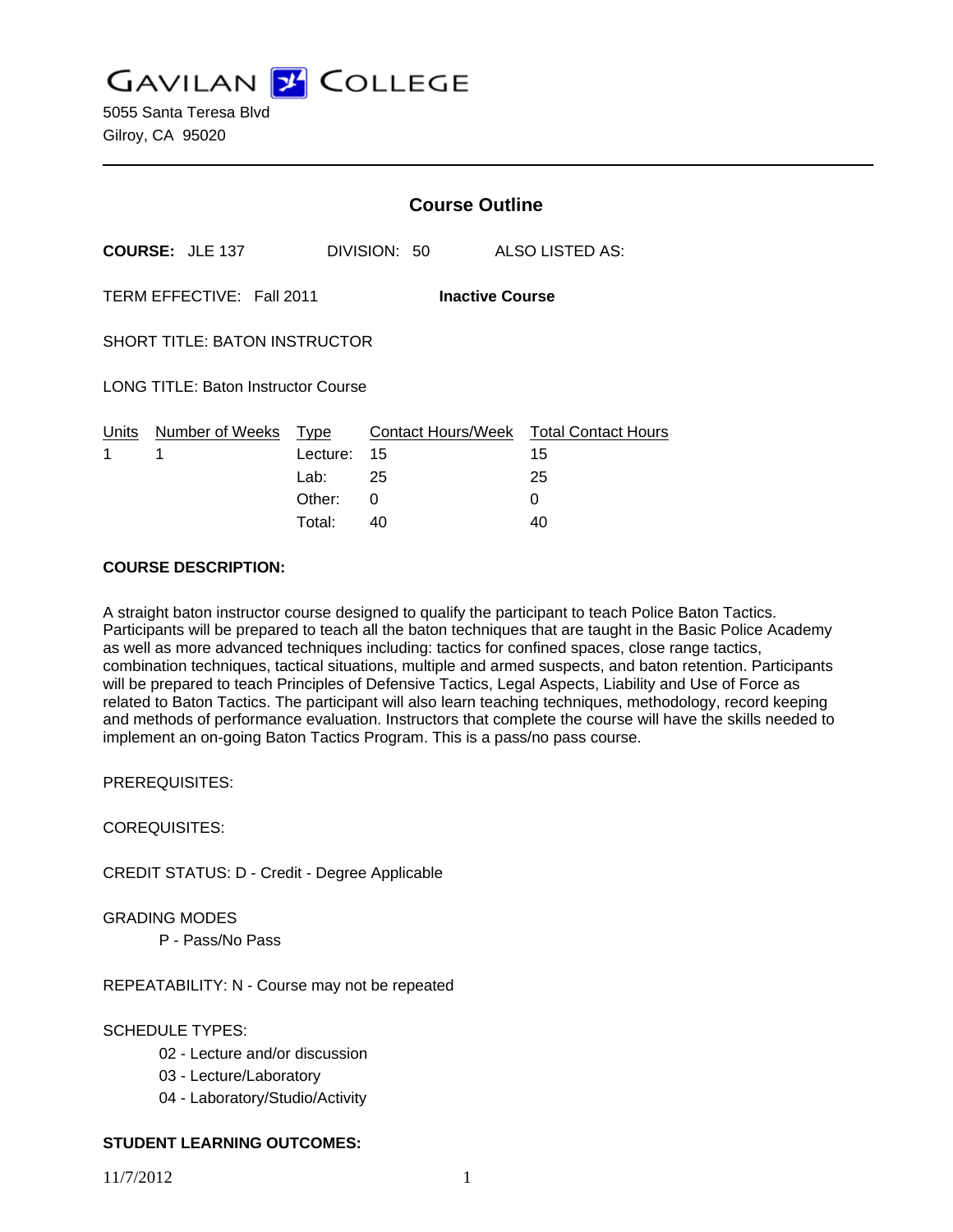# GAVILAN COLLEGE

5055 Santa Teresa Blvd
Gilroy, CA 95020

## Course Outline

**COURSE:** JLE 137 DIVISION: 50 ALSO LISTED AS:

TERM EFFECTIVE: Fall 2011 **Inactive Course**

SHORT TITLE: BATON INSTRUCTOR

LONG TITLE: Baton Instructor Course

| Units | Number of Weeks | Type | Contact Hours/Week | Total Contact Hours |
|---|---|---|---|---|
| 1 | 1 | Lecture: | 15 | 15 |
| | | Lab: | 25 | 25 |
| | | Other: | 0 | 0 |
| | | Total: | 40 | 40 |

**COURSE DESCRIPTION:**

A straight baton instructor course designed to qualify the participant to teach Police Baton Tactics. Participants will be prepared to teach all the baton techniques that are taught in the Basic Police Academy as well as more advanced techniques including: tactics for confined spaces, close range tactics, combination techniques, tactical situations, multiple and armed suspects, and baton retention. Participants will be prepared to teach Principles of Defensive Tactics, Legal Aspects, Liability and Use of Force as related to Baton Tactics. The participant will also learn teaching techniques, methodology, record keeping and methods of performance evaluation. Instructors that complete the course will have the skills needed to implement an on-going Baton Tactics Program. This is a pass/no pass course.

PREREQUISITES:

COREQUISITES:

CREDIT STATUS: D - Credit - Degree Applicable

GRADING MODES

- P - Pass/No Pass

REPEATABILITY: N - Course may not be repeated

SCHEDULE TYPES:

- 02 - Lecture and/or discussion
- 03 - Lecture/Laboratory
- 04 - Laboratory/Studio/Activity

**STUDENT LEARNING OUTCOMES:**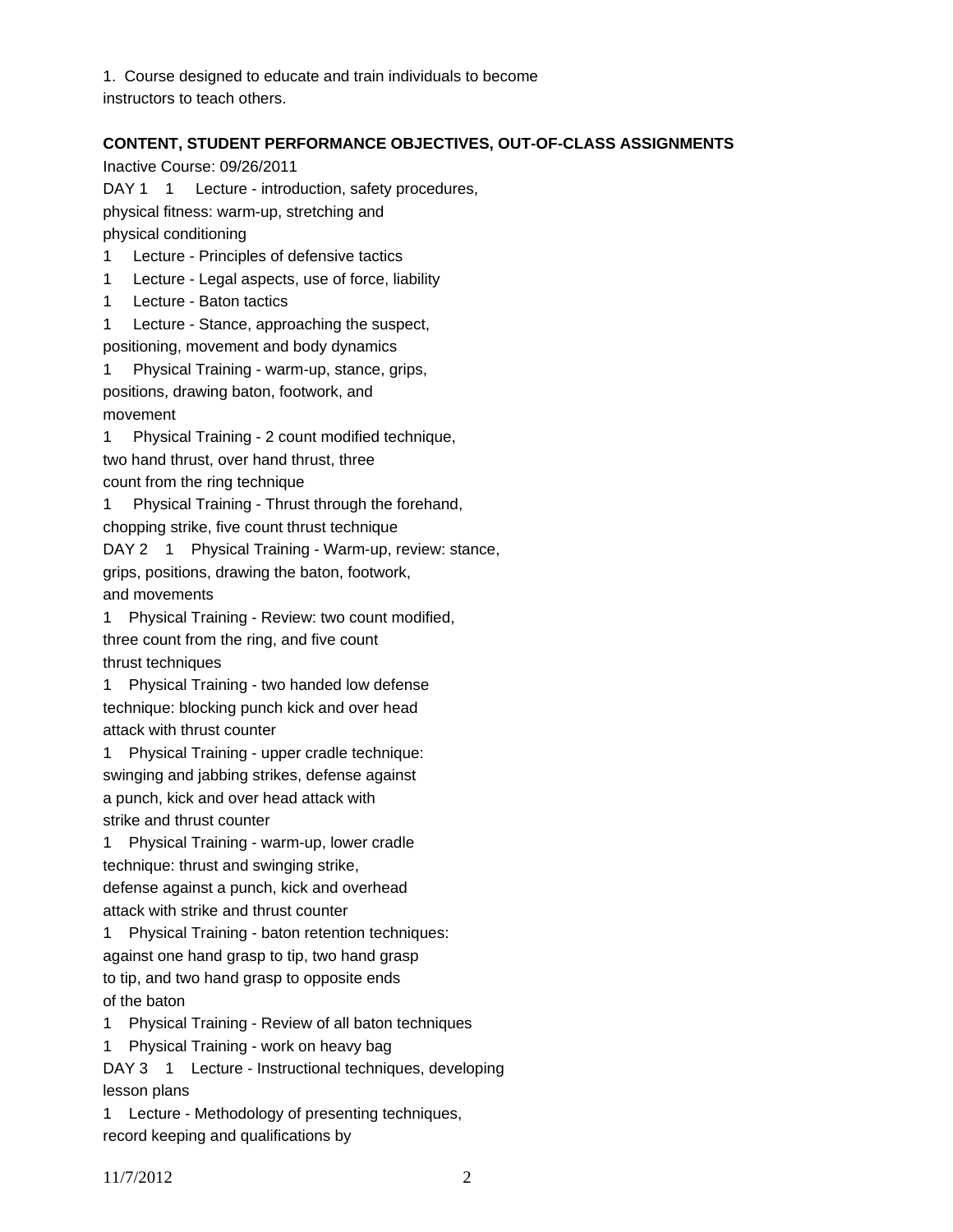1. Course designed to educate and train individuals to become instructors to teach others.

**CONTENT, STUDENT PERFORMANCE OBJECTIVES, OUT-OF-CLASS ASSIGNMENTS**

Inactive Course: 09/26/2011

DAY 1 1 Lecture - introduction, safety procedures, physical fitness: warm-up, stretching and physical conditioning

1 Lecture - Principles of defensive tactics

1 Lecture - Legal aspects, use of force, liability

1 Lecture - Baton tactics

1 Lecture - Stance, approaching the suspect, positioning, movement and body dynamics

1 Physical Training - warm-up, stance, grips, positions, drawing baton, footwork, and movement

1 Physical Training - 2 count modified technique, two hand thrust, over hand thrust, three count from the ring technique

1 Physical Training - Thrust through the forehand, chopping strike, five count thrust technique

DAY 2 1 Physical Training - Warm-up, review: stance, grips, positions, drawing the baton, footwork, and movements

1 Physical Training - Review: two count modified, three count from the ring, and five count thrust techniques

1 Physical Training - two handed low defense technique: blocking punch kick and over head attack with thrust counter

1 Physical Training - upper cradle technique: swinging and jabbing strikes, defense against a punch, kick and over head attack with strike and thrust counter

1 Physical Training - warm-up, lower cradle technique: thrust and swinging strike, defense against a punch, kick and overhead attack with strike and thrust counter

1 Physical Training - baton retention techniques: against one hand grasp to tip, two hand grasp to tip, and two hand grasp to opposite ends of the baton

1 Physical Training - Review of all baton techniques

1 Physical Training - work on heavy bag

DAY 3 1 Lecture - Instructional techniques, developing lesson plans

1 Lecture - Methodology of presenting techniques, record keeping and qualifications by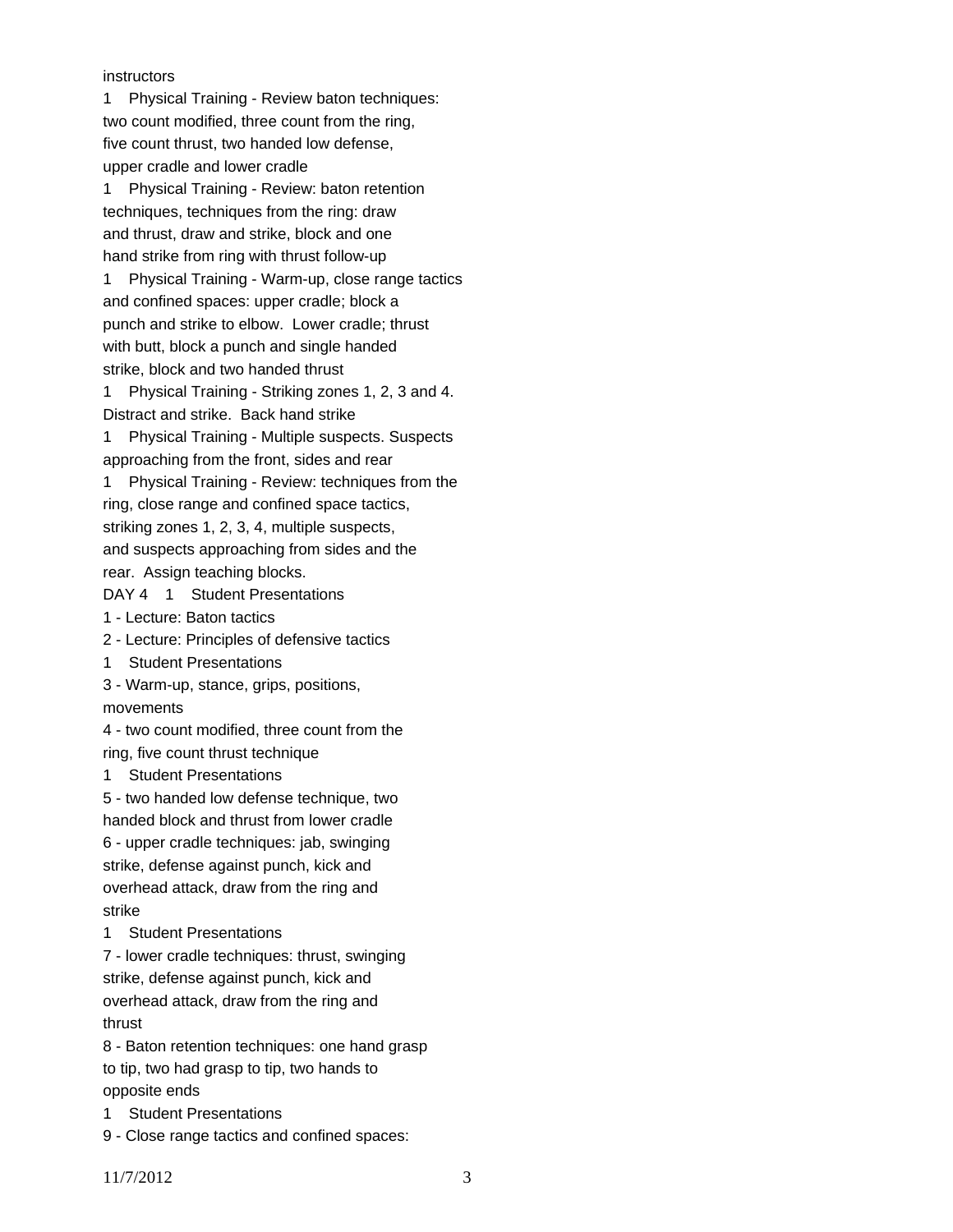instructors

1 Physical Training - Review baton techniques: two count modified, three count from the ring, five count thrust, two handed low defense, upper cradle and lower cradle

1 Physical Training - Review: baton retention techniques, techniques from the ring: draw and thrust, draw and strike, block and one hand strike from ring with thrust follow-up

1 Physical Training - Warm-up, close range tactics and confined spaces: upper cradle; block a punch and strike to elbow. Lower cradle; thrust with butt, block a punch and single handed strike, block and two handed thrust

1 Physical Training - Striking zones 1, 2, 3 and 4. Distract and strike. Back hand strike

1 Physical Training - Multiple suspects. Suspects approaching from the front, sides and rear

1 Physical Training - Review: techniques from the ring, close range and confined space tactics, striking zones 1, 2, 3, 4, multiple suspects, and suspects approaching from sides and the rear. Assign teaching blocks.

DAY 4 1 Student Presentations

1 - Lecture: Baton tactics

2 - Lecture: Principles of defensive tactics

1 Student Presentations

3 - Warm-up, stance, grips, positions, movements

4 - two count modified, three count from the ring, five count thrust technique

1 Student Presentations

5 - two handed low defense technique, two handed block and thrust from lower cradle

6 - upper cradle techniques: jab, swinging strike, defense against punch, kick and overhead attack, draw from the ring and strike

1 Student Presentations

7 - lower cradle techniques: thrust, swinging strike, defense against punch, kick and overhead attack, draw from the ring and thrust

8 - Baton retention techniques: one hand grasp to tip, two had grasp to tip, two hands to opposite ends

1 Student Presentations

9 - Close range tactics and confined spaces: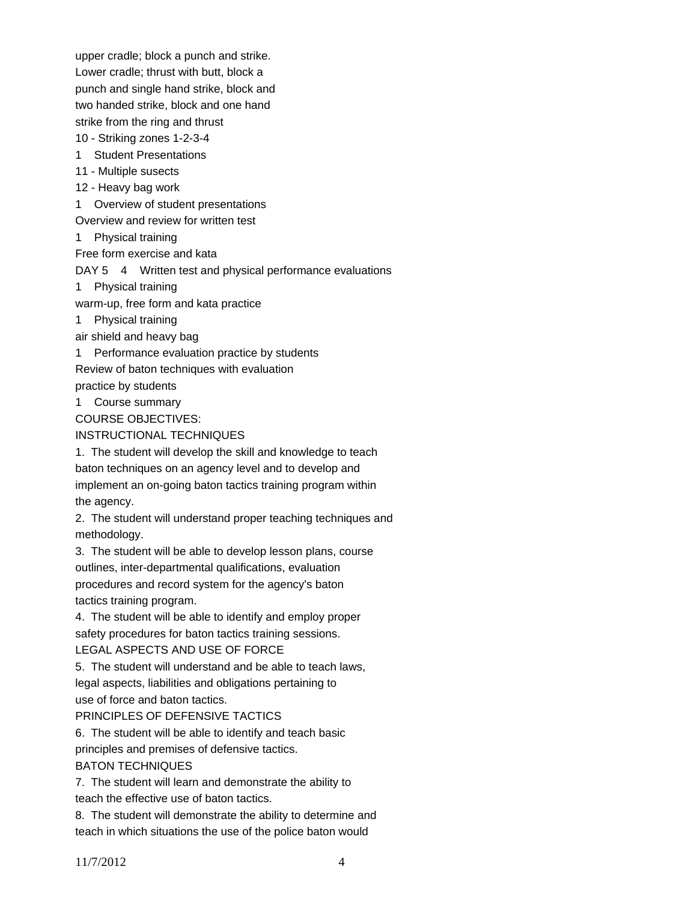upper cradle; block a punch and strike.
Lower cradle; thrust with butt, block a
punch and single hand strike, block and
two handed strike, block and one hand
strike from the ring and thrust
10 - Striking zones 1-2-3-4
1    Student Presentations
11 - Multiple susects
12 - Heavy bag work
1    Overview of student presentations
Overview and review for written test
1    Physical training
Free form exercise and kata
DAY 5    4    Written test and physical performance evaluations
1    Physical training
warm-up, free form and kata practice
1    Physical training
air shield and heavy bag
1    Performance evaluation practice by students
Review of baton techniques with evaluation
practice by students
1    Course summary

COURSE OBJECTIVES:

INSTRUCTIONAL TECHNIQUES

1. The student will develop the skill and knowledge to teach baton techniques on an agency level and to develop and implement an on-going baton tactics training program within the agency.
2. The student will understand proper teaching techniques and methodology.
3. The student will be able to develop lesson plans, course outlines, inter-departmental qualifications, evaluation procedures and record system for the agency's baton tactics training program.
4. The student will be able to identify and employ proper safety procedures for baton tactics training sessions.

LEGAL ASPECTS AND USE OF FORCE

5. The student will understand and be able to teach laws, legal aspects, liabilities and obligations pertaining to use of force and baton tactics.

PRINCIPLES OF DEFENSIVE TACTICS

6. The student will be able to identify and teach basic principles and premises of defensive tactics.

BATON TECHNIQUES

7. The student will learn and demonstrate the ability to teach the effective use of baton tactics.
8. The student will demonstrate the ability to determine and teach in which situations the use of the police baton would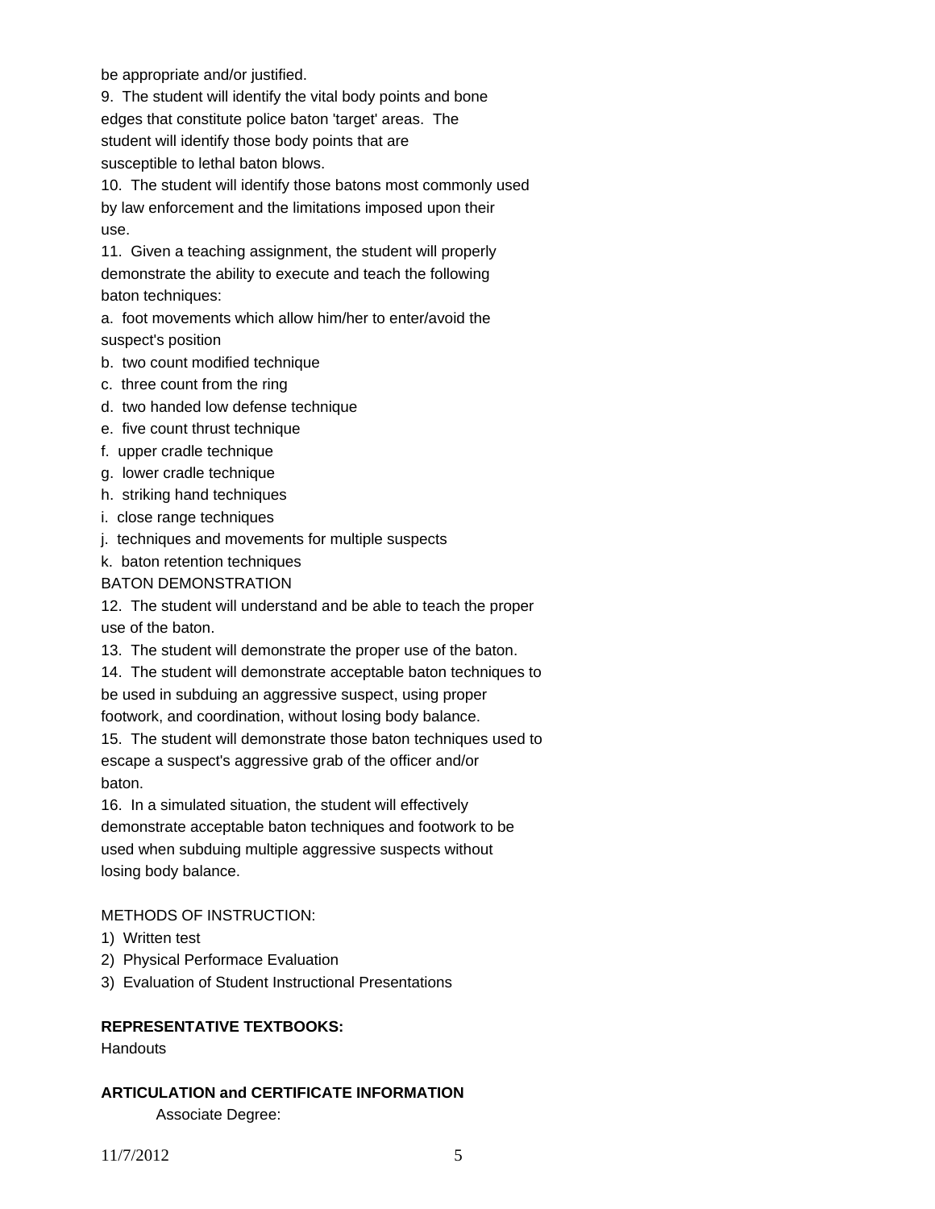be appropriate and/or justified.

9. The student will identify the vital body points and bone edges that constitute police baton 'target' areas. The student will identify those body points that are susceptible to lethal baton blows.

10. The student will identify those batons most commonly used by law enforcement and the limitations imposed upon their use.

11. Given a teaching assignment, the student will properly demonstrate the ability to execute and teach the following baton techniques:

a. foot movements which allow him/her to enter/avoid the suspect's position

b. two count modified technique

c. three count from the ring

d. two handed low defense technique

e. five count thrust technique

f. upper cradle technique

g. lower cradle technique

h. striking hand techniques

i. close range techniques

j. techniques and movements for multiple suspects

k. baton retention techniques

BATON DEMONSTRATION

12. The student will understand and be able to teach the proper use of the baton.

13. The student will demonstrate the proper use of the baton.

14. The student will demonstrate acceptable baton techniques to be used in subduing an aggressive suspect, using proper footwork, and coordination, without losing body balance.

15. The student will demonstrate those baton techniques used to escape a suspect's aggressive grab of the officer and/or baton.

16. In a simulated situation, the student will effectively demonstrate acceptable baton techniques and footwork to be used when subduing multiple aggressive suspects without losing body balance.

METHODS OF INSTRUCTION:

1) Written test

2) Physical Performace Evaluation

3) Evaluation of Student Instructional Presentations

**REPRESENTATIVE TEXTBOOKS:**

Handouts

**ARTICULATION and CERTIFICATE INFORMATION**

Associate Degree: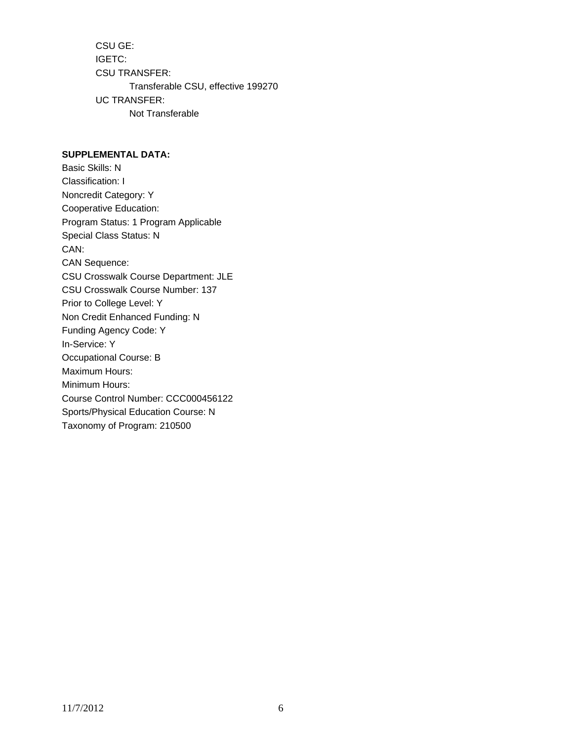CSU GE:

IGETC:

CSU TRANSFER:

Transferable CSU, effective 199270

UC TRANSFER:

Not Transferable

**SUPPLEMENTAL DATA:**

Basic Skills: N

Classification: I

Noncredit Category: Y

Cooperative Education:

Program Status: 1 Program Applicable

Special Class Status: N

CAN:

CAN Sequence:

CSU Crosswalk Course Department: JLE

CSU Crosswalk Course Number: 137

Prior to College Level: Y

Non Credit Enhanced Funding: N

Funding Agency Code: Y

In-Service: Y

Occupational Course: B

Maximum Hours:

Minimum Hours:

Course Control Number: CCC000456122

Sports/Physical Education Course: N

Taxonomy of Program: 210500